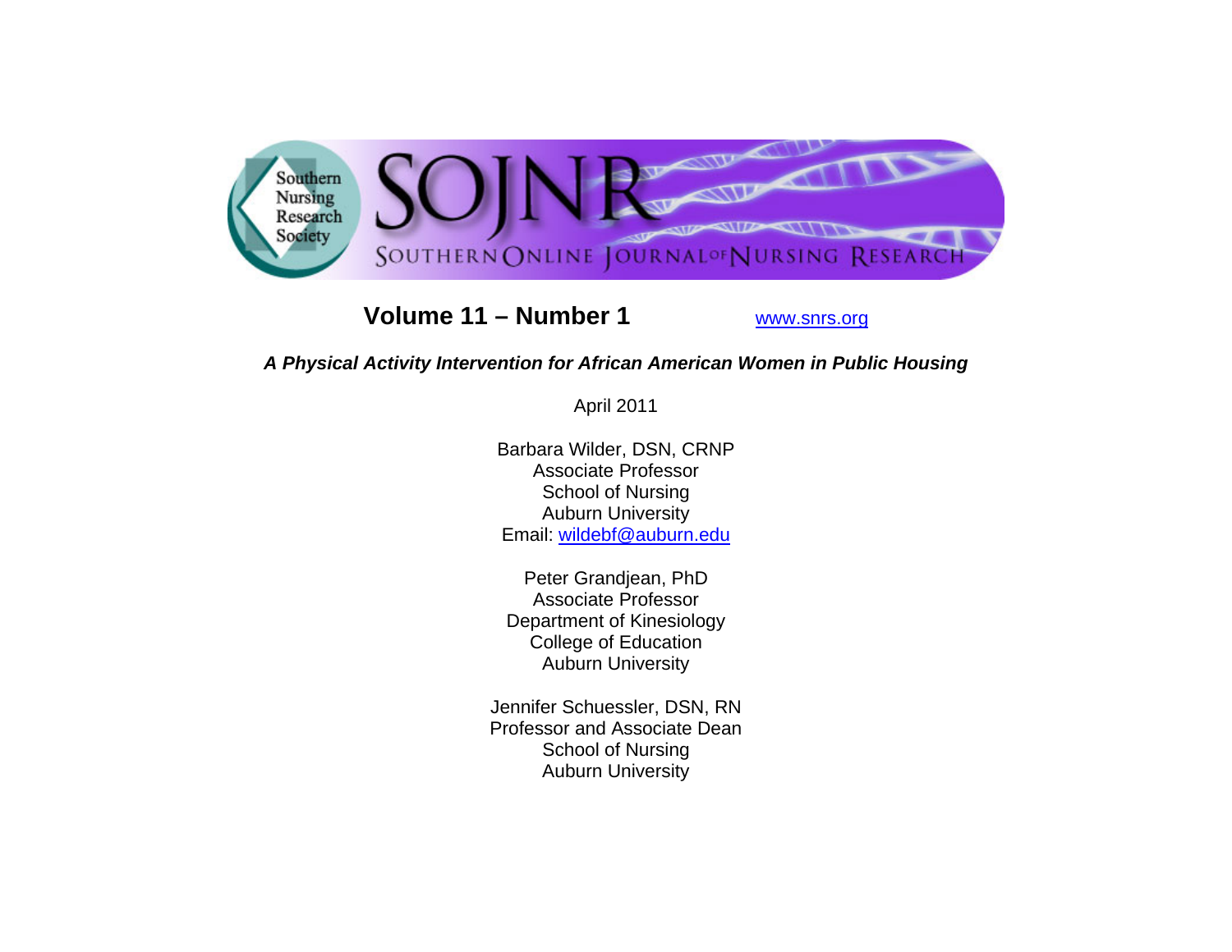SOJNR
Southern Nursing Research Society
SOUTHERN ONLINE JOURNAL OF NURSING RESEARCH

**Volume 11 – Number 1** www.snrs.org

# *A Physical Activity Intervention for African American Women in Public Housing*

April 2011

Barbara Wilder, DSN, CRNP
Associate Professor
School of Nursing
Auburn University
Email: wildebf@auburn.edu

Peter Grandjean, PhD
Associate Professor
Department of Kinesiology
College of Education
Auburn University

Jennifer Schuessler, DSN, RN
Professor and Associate Dean
School of Nursing
Auburn University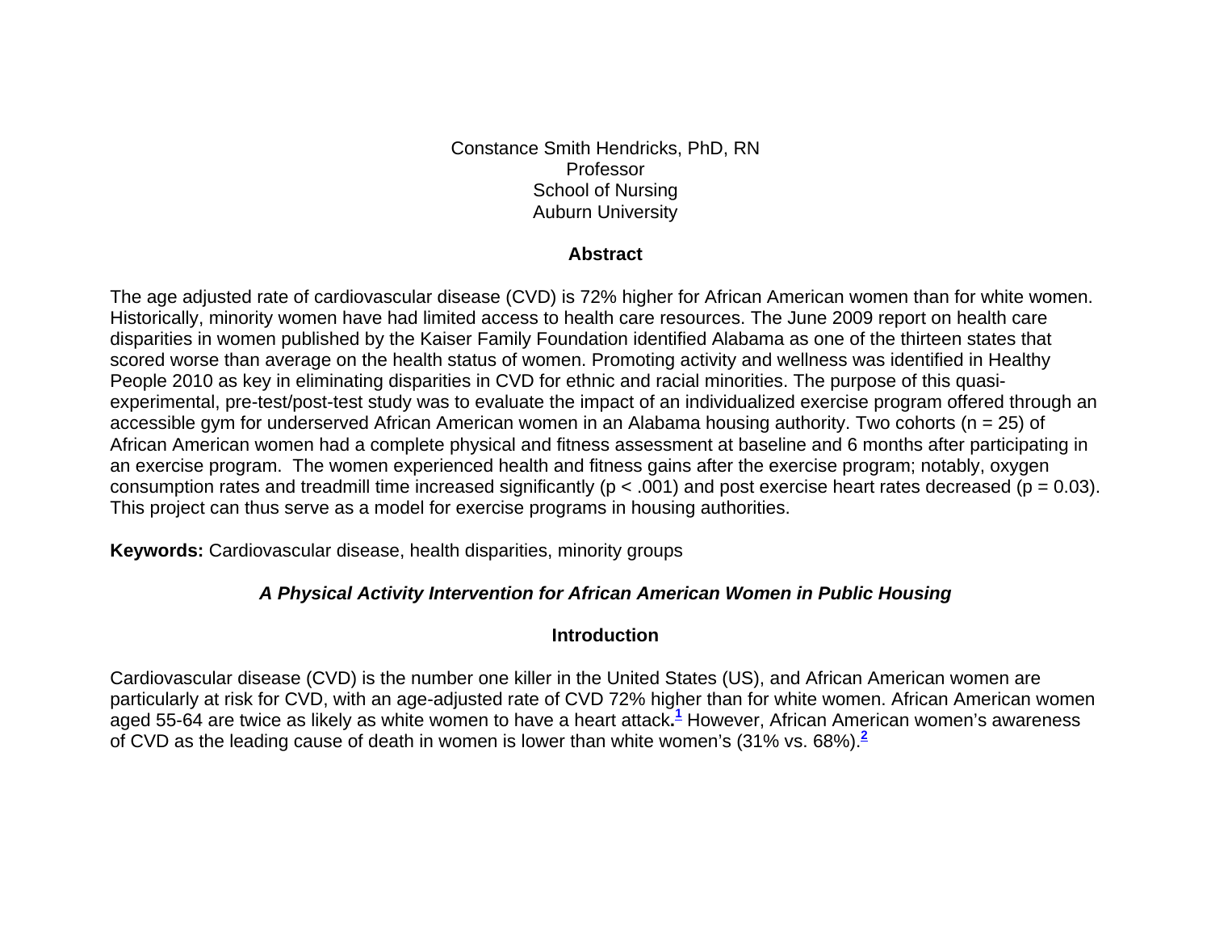Constance Smith Hendricks, PhD, RN
Professor
School of Nursing
Auburn University

## Abstract

The age adjusted rate of cardiovascular disease (CVD) is 72% higher for African American women than for white women. Historically, minority women have had limited access to health care resources. The June 2009 report on health care disparities in women published by the Kaiser Family Foundation identified Alabama as one of the thirteen states that scored worse than average on the health status of women. Promoting activity and wellness was identified in Healthy People 2010 as key in eliminating disparities in CVD for ethnic and racial minorities. The purpose of this quasi-experimental, pre-test/post-test study was to evaluate the impact of an individualized exercise program offered through an accessible gym for underserved African American women in an Alabama housing authority. Two cohorts (n = 25) of African American women had a complete physical and fitness assessment at baseline and 6 months after participating in an exercise program. The women experienced health and fitness gains after the exercise program; notably, oxygen consumption rates and treadmill time increased significantly ($p < .001$) and post exercise heart rates decreased ($p = 0.03$). This project can thus serve as a model for exercise programs in housing authorities.

**Keywords:** Cardiovascular disease, health disparities, minority groups

# *A Physical Activity Intervention for African American Women in Public Housing*

## Introduction

Cardiovascular disease (CVD) is the number one killer in the United States (US), and African American women are particularly at risk for CVD, with an age-adjusted rate of CVD 72% higher than for white women. African American women aged 55-64 are twice as likely as white women to have a heart attack.[1] However, African American women's awareness of CVD as the leading cause of death in women is lower than white women's (31% vs. 68%).[2]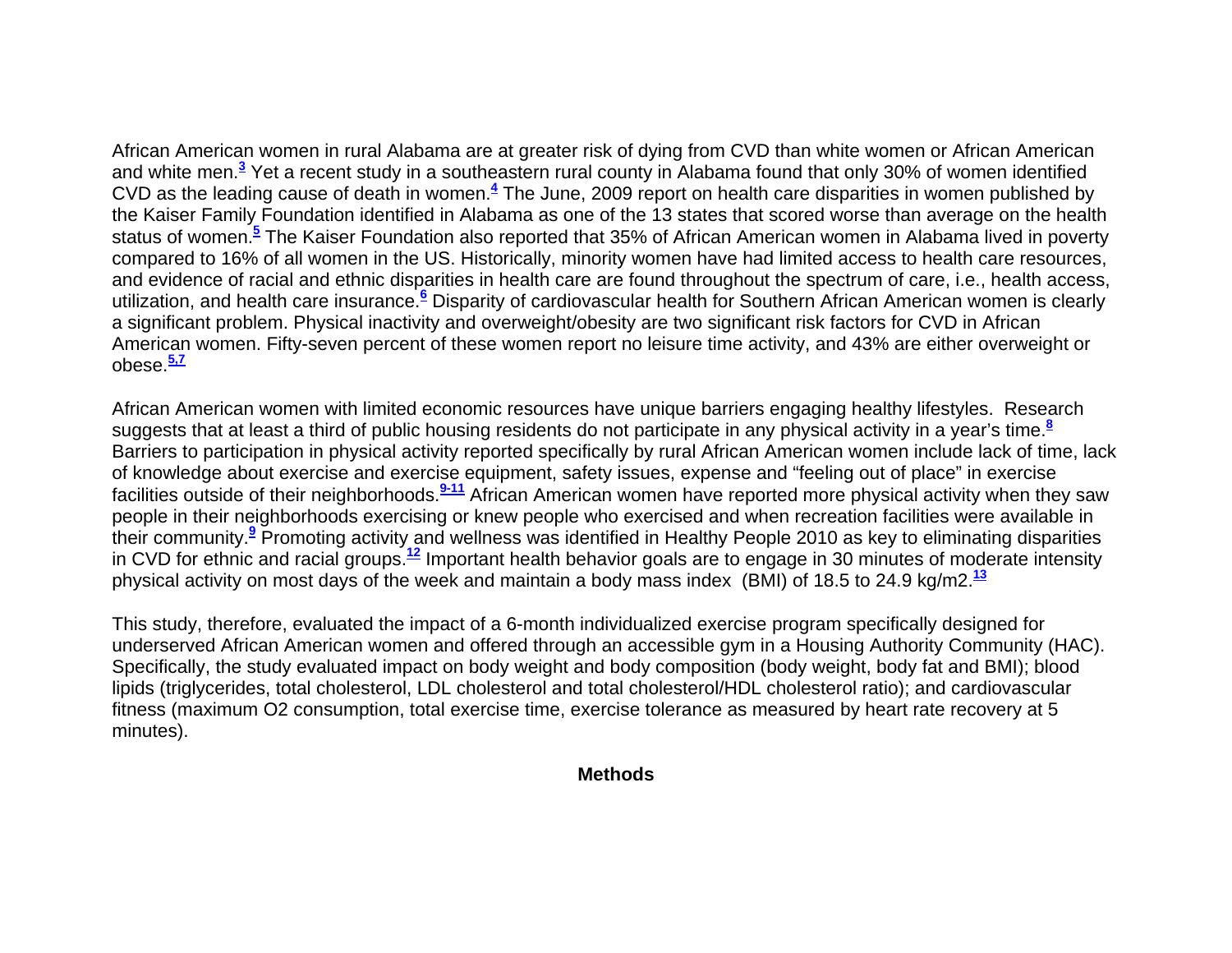African American women in rural Alabama are at greater risk of dying from CVD than white women or African American and white men.[3] Yet a recent study in a southeastern rural county in Alabama found that only 30% of women identified CVD as the leading cause of death in women.[4] The June, 2009 report on health care disparities in women published by the Kaiser Family Foundation identified in Alabama as one of the 13 states that scored worse than average on the health status of women.[5] The Kaiser Foundation also reported that 35% of African American women in Alabama lived in poverty compared to 16% of all women in the US. Historically, minority women have had limited access to health care resources, and evidence of racial and ethnic disparities in health care are found throughout the spectrum of care, i.e., health access, utilization, and health care insurance.[6] Disparity of cardiovascular health for Southern African American women is clearly a significant problem. Physical inactivity and overweight/obesity are two significant risk factors for CVD in African American women. Fifty-seven percent of these women report no leisure time activity, and 43% are either overweight or obese.[5,7]

African American women with limited economic resources have unique barriers engaging healthy lifestyles. Research suggests that at least a third of public housing residents do not participate in any physical activity in a year's time.[8] Barriers to participation in physical activity reported specifically by rural African American women include lack of time, lack of knowledge about exercise and exercise equipment, safety issues, expense and "feeling out of place" in exercise facilities outside of their neighborhoods.[9-11] African American women have reported more physical activity when they saw people in their neighborhoods exercising or knew people who exercised and when recreation facilities were available in their community.[9] Promoting activity and wellness was identified in Healthy People 2010 as key to eliminating disparities in CVD for ethnic and racial groups.[12] Important health behavior goals are to engage in 30 minutes of moderate intensity physical activity on most days of the week and maintain a body mass index (BMI) of 18.5 to 24.9 kg/m2.[13]

This study, therefore, evaluated the impact of a 6-month individualized exercise program specifically designed for underserved African American women and offered through an accessible gym in a Housing Authority Community (HAC). Specifically, the study evaluated impact on body weight and body composition (body weight, body fat and BMI); blood lipids (triglycerides, total cholesterol, LDL cholesterol and total cholesterol/HDL cholesterol ratio); and cardiovascular fitness (maximum $O_2$ consumption, total exercise time, exercise tolerance as measured by heart rate recovery at 5 minutes).

## Methods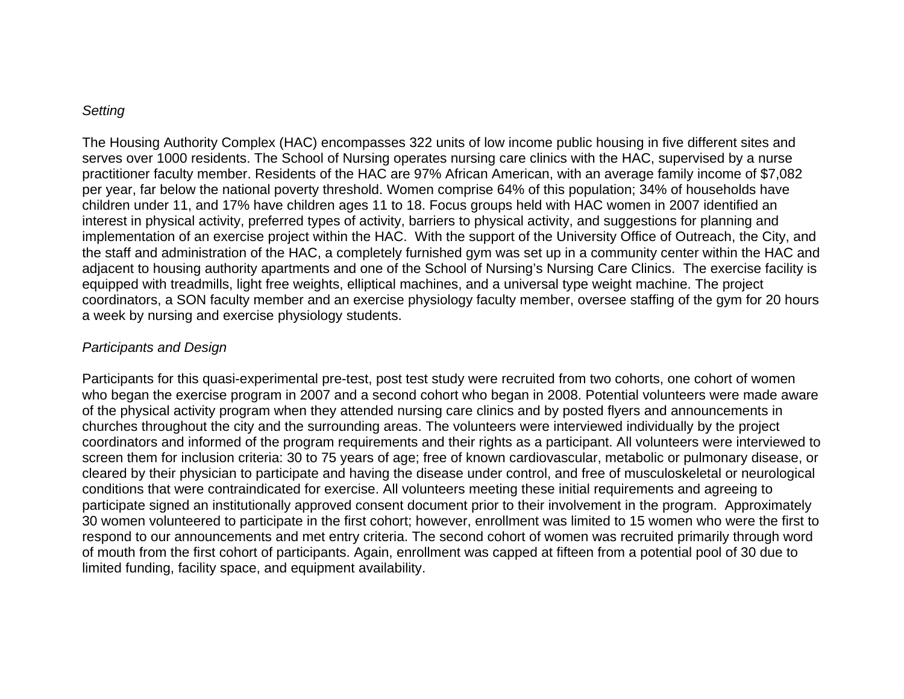*Setting*

The Housing Authority Complex (HAC) encompasses 322 units of low income public housing in five different sites and serves over 1000 residents. The School of Nursing operates nursing care clinics with the HAC, supervised by a nurse practitioner faculty member. Residents of the HAC are 97% African American, with an average family income of $7,082 per year, far below the national poverty threshold. Women comprise 64% of this population; 34% of households have children under 11, and 17% have children ages 11 to 18. Focus groups held with HAC women in 2007 identified an interest in physical activity, preferred types of activity, barriers to physical activity, and suggestions for planning and implementation of an exercise project within the HAC. With the support of the University Office of Outreach, the City, and the staff and administration of the HAC, a completely furnished gym was set up in a community center within the HAC and adjacent to housing authority apartments and one of the School of Nursing's Nursing Care Clinics. The exercise facility is equipped with treadmills, light free weights, elliptical machines, and a universal type weight machine. The project coordinators, a SON faculty member and an exercise physiology faculty member, oversee staffing of the gym for 20 hours a week by nursing and exercise physiology students.

*Participants and Design*

Participants for this quasi-experimental pre-test, post test study were recruited from two cohorts, one cohort of women who began the exercise program in 2007 and a second cohort who began in 2008. Potential volunteers were made aware of the physical activity program when they attended nursing care clinics and by posted flyers and announcements in churches throughout the city and the surrounding areas. The volunteers were interviewed individually by the project coordinators and informed of the program requirements and their rights as a participant. All volunteers were interviewed to screen them for inclusion criteria: 30 to 75 years of age; free of known cardiovascular, metabolic or pulmonary disease, or cleared by their physician to participate and having the disease under control, and free of musculoskeletal or neurological conditions that were contraindicated for exercise. All volunteers meeting these initial requirements and agreeing to participate signed an institutionally approved consent document prior to their involvement in the program. Approximately 30 women volunteered to participate in the first cohort; however, enrollment was limited to 15 women who were the first to respond to our announcements and met entry criteria. The second cohort of women was recruited primarily through word of mouth from the first cohort of participants. Again, enrollment was capped at fifteen from a potential pool of 30 due to limited funding, facility space, and equipment availability.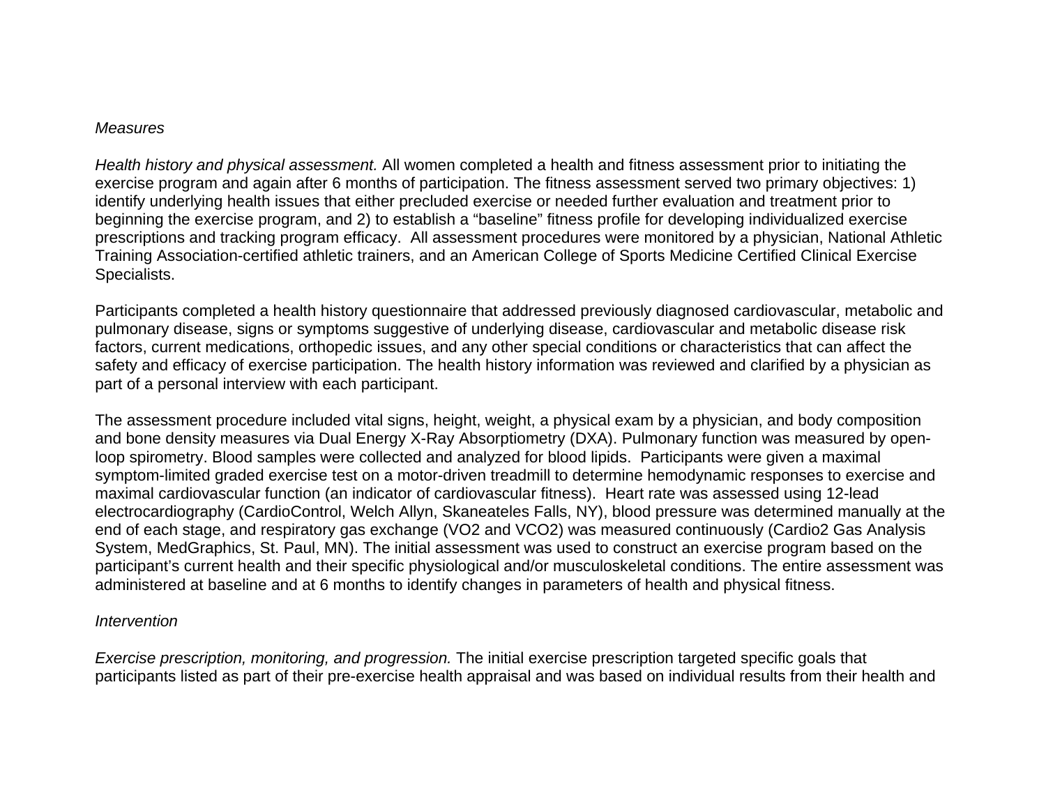*Measures*

*Health history and physical assessment.* All women completed a health and fitness assessment prior to initiating the exercise program and again after 6 months of participation. The fitness assessment served two primary objectives: 1) identify underlying health issues that either precluded exercise or needed further evaluation and treatment prior to beginning the exercise program, and 2) to establish a "baseline" fitness profile for developing individualized exercise prescriptions and tracking program efficacy. All assessment procedures were monitored by a physician, National Athletic Training Association-certified athletic trainers, and an American College of Sports Medicine Certified Clinical Exercise Specialists.

Participants completed a health history questionnaire that addressed previously diagnosed cardiovascular, metabolic and pulmonary disease, signs or symptoms suggestive of underlying disease, cardiovascular and metabolic disease risk factors, current medications, orthopedic issues, and any other special conditions or characteristics that can affect the safety and efficacy of exercise participation. The health history information was reviewed and clarified by a physician as part of a personal interview with each participant.

The assessment procedure included vital signs, height, weight, a physical exam by a physician, and body composition and bone density measures via Dual Energy X-Ray Absorptiometry (DXA). Pulmonary function was measured by open-loop spirometry. Blood samples were collected and analyzed for blood lipids. Participants were given a maximal symptom-limited graded exercise test on a motor-driven treadmill to determine hemodynamic responses to exercise and maximal cardiovascular function (an indicator of cardiovascular fitness). Heart rate was assessed using 12-lead electrocardiography (CardioControl, Welch Allyn, Skaneateles Falls, NY), blood pressure was determined manually at the end of each stage, and respiratory gas exchange (VO2 and VCO2) was measured continuously (Cardio2 Gas Analysis System, MedGraphics, St. Paul, MN). The initial assessment was used to construct an exercise program based on the participant's current health and their specific physiological and/or musculoskeletal conditions. The entire assessment was administered at baseline and at 6 months to identify changes in parameters of health and physical fitness.

*Intervention*

*Exercise prescription, monitoring, and progression.* The initial exercise prescription targeted specific goals that participants listed as part of their pre-exercise health appraisal and was based on individual results from their health and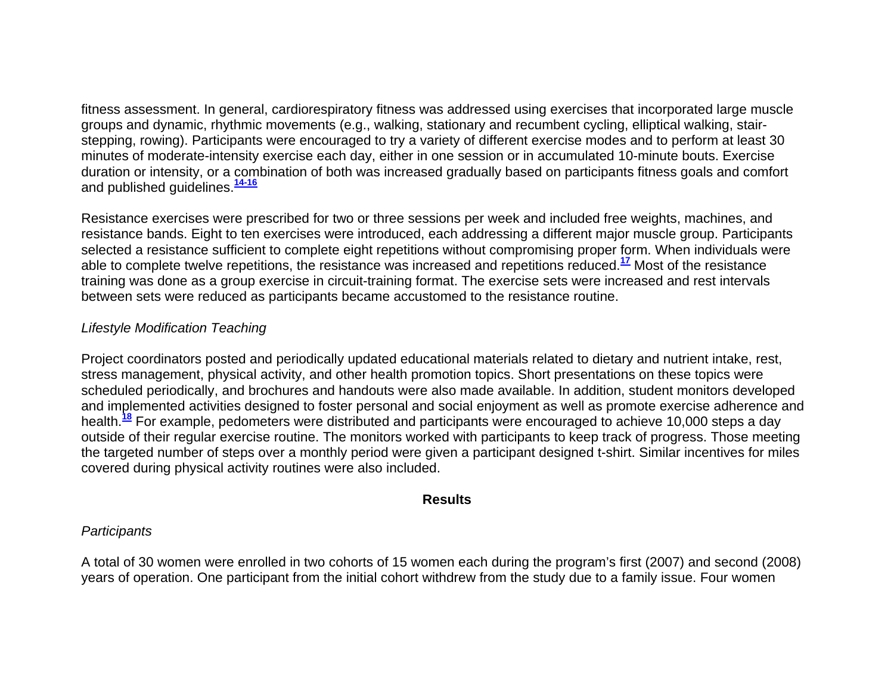fitness assessment. In general, cardiorespiratory fitness was addressed using exercises that incorporated large muscle groups and dynamic, rhythmic movements (e.g., walking, stationary and recumbent cycling, elliptical walking, stair-stepping, rowing). Participants were encouraged to try a variety of different exercise modes and to perform at least 30 minutes of moderate-intensity exercise each day, either in one session or in accumulated 10-minute bouts. Exercise duration or intensity, or a combination of both was increased gradually based on participants fitness goals and comfort and published guidelines.[14-16]

Resistance exercises were prescribed for two or three sessions per week and included free weights, machines, and resistance bands. Eight to ten exercises were introduced, each addressing a different major muscle group. Participants selected a resistance sufficient to complete eight repetitions without compromising proper form. When individuals were able to complete twelve repetitions, the resistance was increased and repetitions reduced.[17] Most of the resistance training was done as a group exercise in circuit-training format. The exercise sets were increased and rest intervals between sets were reduced as participants became accustomed to the resistance routine.

*Lifestyle Modification Teaching*

Project coordinators posted and periodically updated educational materials related to dietary and nutrient intake, rest, stress management, physical activity, and other health promotion topics. Short presentations on these topics were scheduled periodically, and brochures and handouts were also made available. In addition, student monitors developed and implemented activities designed to foster personal and social enjoyment as well as promote exercise adherence and health.[18] For example, pedometers were distributed and participants were encouraged to achieve 10,000 steps a day outside of their regular exercise routine. The monitors worked with participants to keep track of progress. Those meeting the targeted number of steps over a monthly period were given a participant designed t-shirt. Similar incentives for miles covered during physical activity routines were also included.

## Results

*Participants*

A total of 30 women were enrolled in two cohorts of 15 women each during the program's first (2007) and second (2008) years of operation. One participant from the initial cohort withdrew from the study due to a family issue. Four women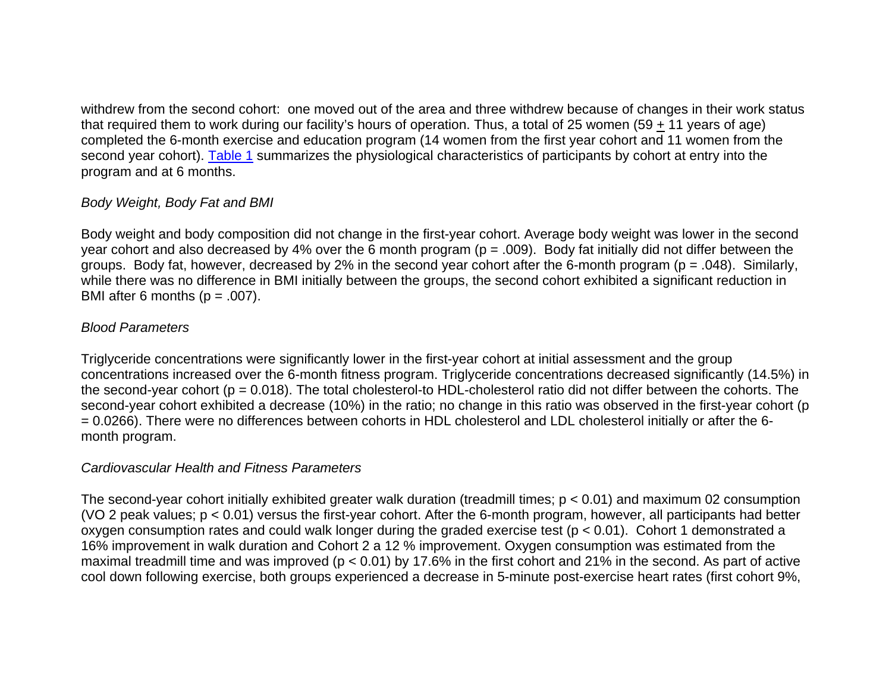withdrew from the second cohort: one moved out of the area and three withdrew because of changes in their work status that required them to work during our facility's hours of operation. Thus, a total of 25 women (59 $\pm$ 11 years of age) completed the 6-month exercise and education program (14 women from the first year cohort and 11 women from the second year cohort). Table 1 summarizes the physiological characteristics of participants by cohort at entry into the program and at 6 months.

*Body Weight, Body Fat and BMI*

Body weight and body composition did not change in the first-year cohort. Average body weight was lower in the second year cohort and also decreased by 4% over the 6 month program ($p = .009$). Body fat initially did not differ between the groups. Body fat, however, decreased by 2% in the second year cohort after the 6-month program ($p = .048$). Similarly, while there was no difference in BMI initially between the groups, the second cohort exhibited a significant reduction in BMI after 6 months ($p = .007$).

*Blood Parameters*

Triglyceride concentrations were significantly lower in the first-year cohort at initial assessment and the group concentrations increased over the 6-month fitness program. Triglyceride concentrations decreased significantly (14.5%) in the second-year cohort ($p = 0.018$). The total cholesterol-to HDL-cholesterol ratio did not differ between the cohorts. The second-year cohort exhibited a decrease (10%) in the ratio; no change in this ratio was observed in the first-year cohort ($p = 0.0266$). There were no differences between cohorts in HDL cholesterol and LDL cholesterol initially or after the 6-month program.

*Cardiovascular Health and Fitness Parameters*

The second-year cohort initially exhibited greater walk duration (treadmill times; $p < 0.01$) and maximum 02 consumption (VO 2 peak values; $p < 0.01$) versus the first-year cohort. After the 6-month program, however, all participants had better oxygen consumption rates and could walk longer during the graded exercise test ($p < 0.01$). Cohort 1 demonstrated a 16% improvement in walk duration and Cohort 2 a 12 % improvement. Oxygen consumption was estimated from the maximal treadmill time and was improved ($p < 0.01$) by 17.6% in the first cohort and 21% in the second. As part of active cool down following exercise, both groups experienced a decrease in 5-minute post-exercise heart rates (first cohort 9%,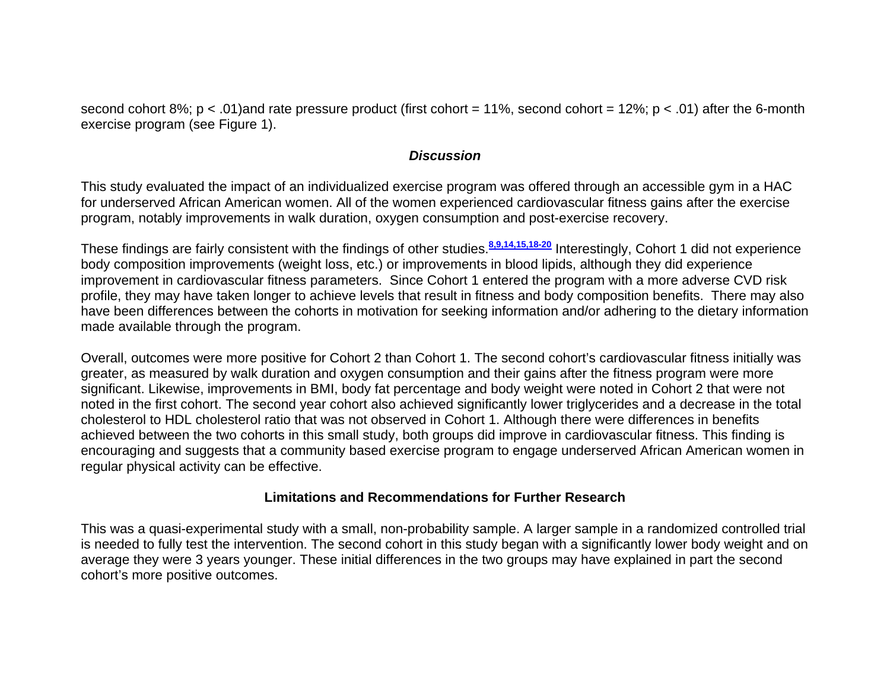second cohort 8%; $p < .01$)and rate pressure product (first cohort = 11%, second cohort = 12%; $p < .01$) after the 6-month exercise program (see Figure 1).

## *Discussion*

This study evaluated the impact of an individualized exercise program was offered through an accessible gym in a HAC for underserved African American women. All of the women experienced cardiovascular fitness gains after the exercise program, notably improvements in walk duration, oxygen consumption and post-exercise recovery.

These findings are fairly consistent with the findings of other studies.[8,9,14,15,18-20] Interestingly, Cohort 1 did not experience body composition improvements (weight loss, etc.) or improvements in blood lipids, although they did experience improvement in cardiovascular fitness parameters. Since Cohort 1 entered the program with a more adverse CVD risk profile, they may have taken longer to achieve levels that result in fitness and body composition benefits. There may also have been differences between the cohorts in motivation for seeking information and/or adhering to the dietary information made available through the program.

Overall, outcomes were more positive for Cohort 2 than Cohort 1. The second cohort's cardiovascular fitness initially was greater, as measured by walk duration and oxygen consumption and their gains after the fitness program were more significant. Likewise, improvements in BMI, body fat percentage and body weight were noted in Cohort 2 that were not noted in the first cohort. The second year cohort also achieved significantly lower triglycerides and a decrease in the total cholesterol to HDL cholesterol ratio that was not observed in Cohort 1. Although there were differences in benefits achieved between the two cohorts in this small study, both groups did improve in cardiovascular fitness. This finding is encouraging and suggests that a community based exercise program to engage underserved African American women in regular physical activity can be effective.

## Limitations and Recommendations for Further Research

This was a quasi-experimental study with a small, non-probability sample. A larger sample in a randomized controlled trial is needed to fully test the intervention. The second cohort in this study began with a significantly lower body weight and on average they were 3 years younger. These initial differences in the two groups may have explained in part the second cohort's more positive outcomes.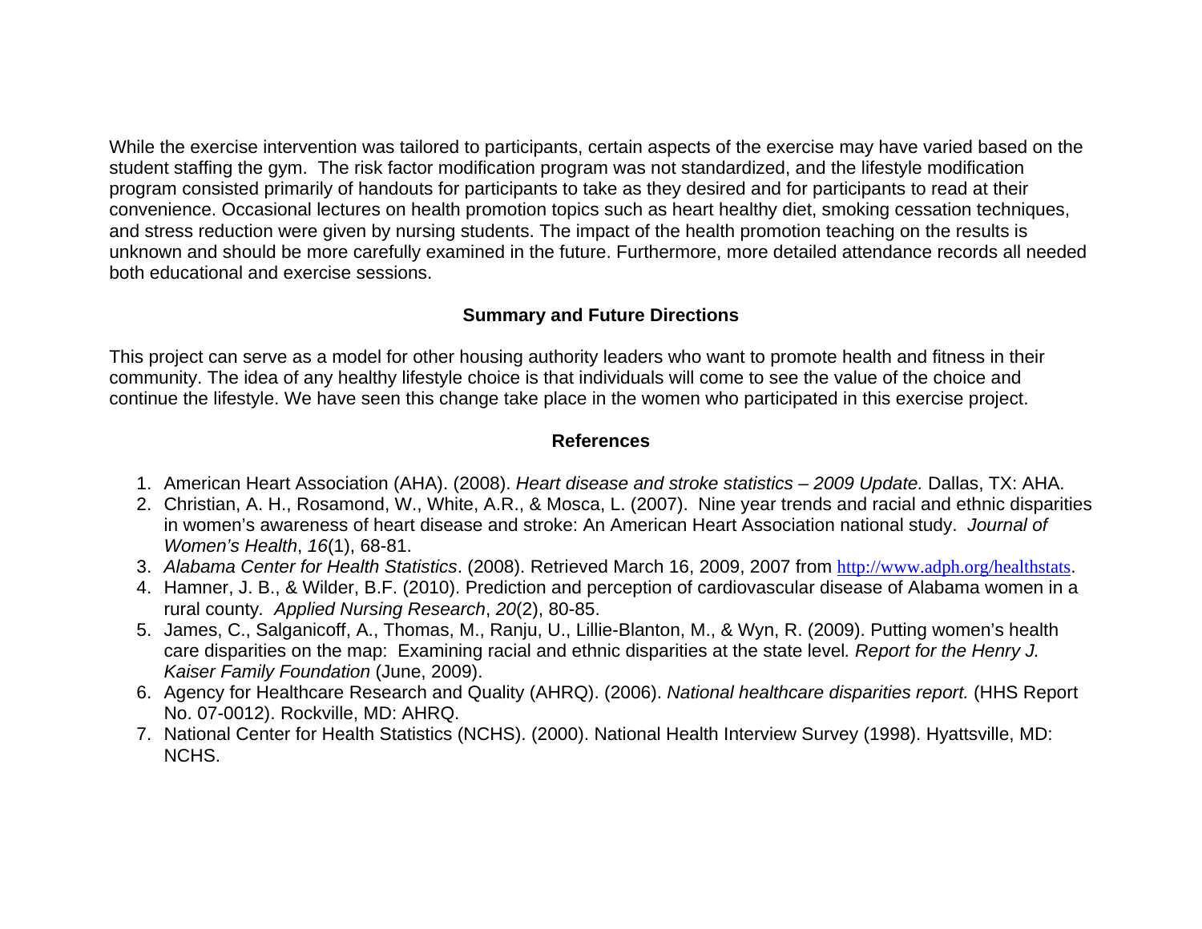While the exercise intervention was tailored to participants, certain aspects of the exercise may have varied based on the student staffing the gym. The risk factor modification program was not standardized, and the lifestyle modification program consisted primarily of handouts for participants to take as they desired and for participants to read at their convenience. Occasional lectures on health promotion topics such as heart healthy diet, smoking cessation techniques, and stress reduction were given by nursing students. The impact of the health promotion teaching on the results is unknown and should be more carefully examined in the future. Furthermore, more detailed attendance records all needed both educational and exercise sessions.

## Summary and Future Directions

This project can serve as a model for other housing authority leaders who want to promote health and fitness in their community. The idea of any healthy lifestyle choice is that individuals will come to see the value of the choice and continue the lifestyle. We have seen this change take place in the women who participated in this exercise project.

## References

1. American Heart Association (AHA). (2008). *Heart disease and stroke statistics – 2009 Update.* Dallas, TX: AHA.
2. Christian, A. H., Rosamond, W., White, A.R., & Mosca, L. (2007). Nine year trends and racial and ethnic disparities in women's awareness of heart disease and stroke: An American Heart Association national study. *Journal of Women's Health*, *16*(1), 68-81.
3. *Alabama Center for Health Statistics*. (2008). Retrieved March 16, 2009, 2007 from http://www.adph.org/healthstats.
4. Hamner, J. B., & Wilder, B.F. (2010). Prediction and perception of cardiovascular disease of Alabama women in a rural county. *Applied Nursing Research*, *20*(2), 80-85.
5. James, C., Salganicoff, A., Thomas, M., Ranju, U., Lillie-Blanton, M., & Wyn, R. (2009). Putting women's health care disparities on the map: Examining racial and ethnic disparities at the state level. *Report for the Henry J. Kaiser Family Foundation* (June, 2009).
6. Agency for Healthcare Research and Quality (AHRQ). (2006). *National healthcare disparities report.* (HHS Report No. 07-0012). Rockville, MD: AHRQ.
7. National Center for Health Statistics (NCHS). (2000). National Health Interview Survey (1998). Hyattsville, MD: NCHS.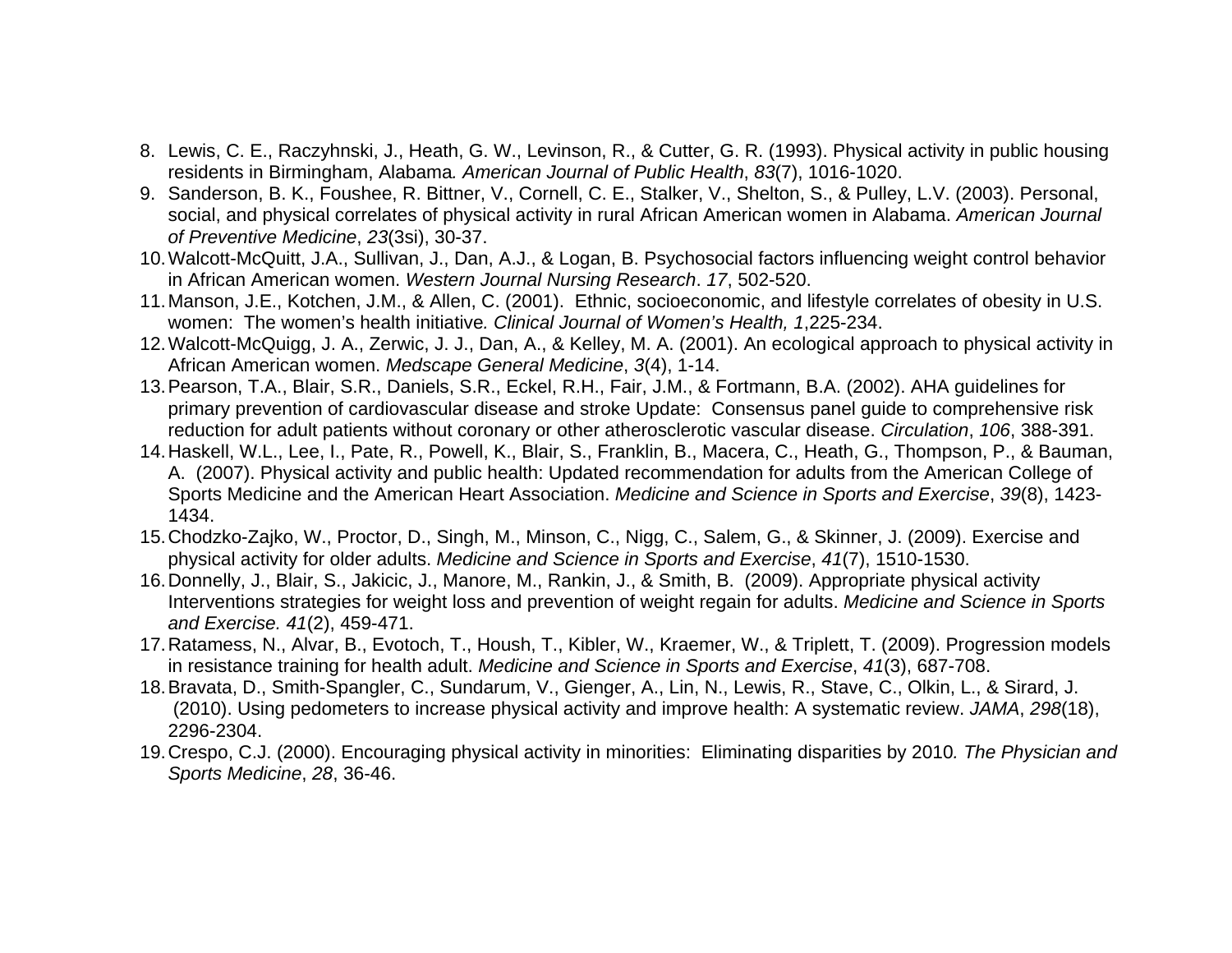8. Lewis, C. E., Raczyhnski, J., Heath, G. W., Levinson, R., & Cutter, G. R. (1993). Physical activity in public housing residents in Birmingham, Alabama. *American Journal of Public Health*, *83*(7), 1016-1020.
9. Sanderson, B. K., Foushee, R. Bittner, V., Cornell, C. E., Stalker, V., Shelton, S., & Pulley, L.V. (2003). Personal, social, and physical correlates of physical activity in rural African American women in Alabama. *American Journal of Preventive Medicine*, *23*(3si), 30-37.
10. Walcott-McQuitt, J.A., Sullivan, J., Dan, A.J., & Logan, B. Psychosocial factors influencing weight control behavior in African American women. *Western Journal Nursing Research*. *17*, 502-520.
11. Manson, J.E., Kotchen, J.M., & Allen, C. (2001). Ethnic, socioeconomic, and lifestyle correlates of obesity in U.S. women: The women's health initiative. *Clinical Journal of Women's Health, 1*,225-234.
12. Walcott-McQuigg, J. A., Zerwic, J. J., Dan, A., & Kelley, M. A. (2001). An ecological approach to physical activity in African American women. *Medscape General Medicine*, *3*(4), 1-14.
13. Pearson, T.A., Blair, S.R., Daniels, S.R., Eckel, R.H., Fair, J.M., & Fortmann, B.A. (2002). AHA guidelines for primary prevention of cardiovascular disease and stroke Update: Consensus panel guide to comprehensive risk reduction for adult patients without coronary or other atherosclerotic vascular disease. *Circulation*, *106*, 388-391.
14. Haskell, W.L., Lee, I., Pate, R., Powell, K., Blair, S., Franklin, B., Macera, C., Heath, G., Thompson, P., & Bauman, A. (2007). Physical activity and public health: Updated recommendation for adults from the American College of Sports Medicine and the American Heart Association. *Medicine and Science in Sports and Exercise*, *39*(8), 1423-1434.
15. Chodzko-Zajko, W., Proctor, D., Singh, M., Minson, C., Nigg, C., Salem, G., & Skinner, J. (2009). Exercise and physical activity for older adults. *Medicine and Science in Sports and Exercise*, *41*(7), 1510-1530.
16. Donnelly, J., Blair, S., Jakicic, J., Manore, M., Rankin, J., & Smith, B. (2009). Appropriate physical activity Interventions strategies for weight loss and prevention of weight regain for adults. *Medicine and Science in Sports and Exercise. 41*(2), 459-471.
17. Ratamess, N., Alvar, B., Evotoch, T., Housh, T., Kibler, W., Kraemer, W., & Triplett, T. (2009). Progression models in resistance training for health adult. *Medicine and Science in Sports and Exercise*, *41*(3), 687-708.
18. Bravata, D., Smith-Spangler, C., Sundarum, V., Gienger, A., Lin, N., Lewis, R., Stave, C., Olkin, L., & Sirard, J. (2010). Using pedometers to increase physical activity and improve health: A systematic review. *JAMA*, *298*(18), 2296-2304.
19. Crespo, C.J. (2000). Encouraging physical activity in minorities: Eliminating disparities by 2010. *The Physician and Sports Medicine*, *28*, 36-46.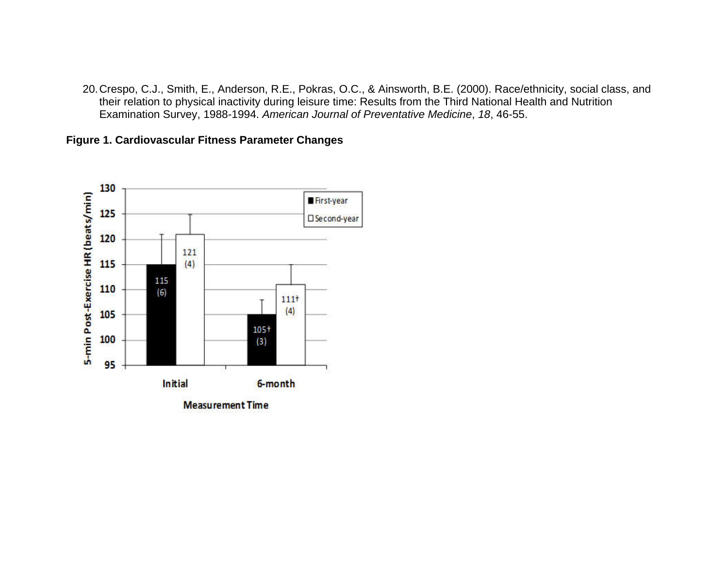20. Crespo, C.J., Smith, E., Anderson, R.E., Pokras, O.C., & Ainsworth, B.E. (2000). Race/ethnicity, social class, and their relation to physical inactivity during leisure time: Results from the Third National Health and Nutrition Examination Survey, 1988-1994. *American Journal of Preventative Medicine*, *18*, 46-55.

**Figure 1. Cardiovascular Fitness Parameter Changes**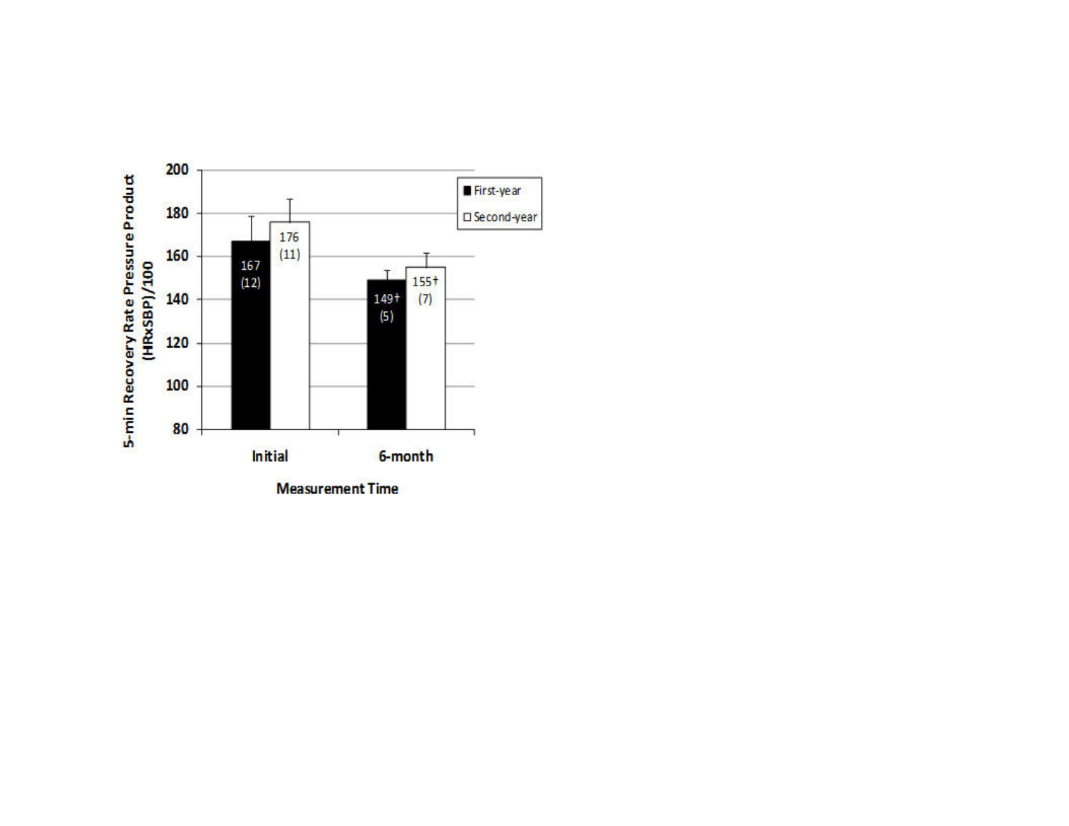5-min Recovery Rate Pressure Product (HRxSBP)/100

200
180
160
140
120
100
80

■ First-year
□ Second-year

167 (12)
176 (11)
149† (5)
155† (7)

Initial
6-month

Measurement Time